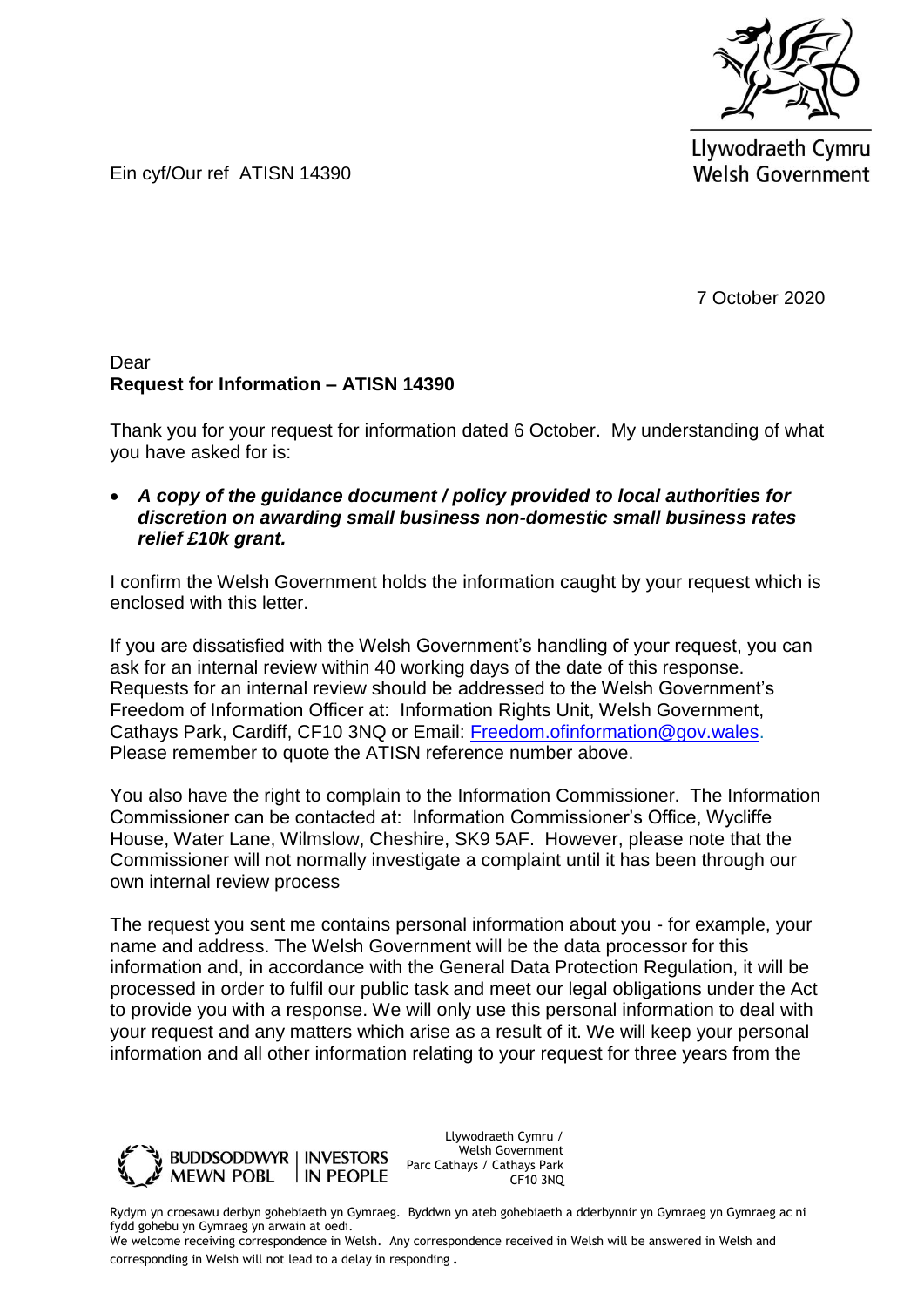Llywodraeth Cymru
Welsh Government

Ein cyf/Our ref ATISN 14390

7 October 2020

Dear

**Request for Information – ATISN 14390**

Thank you for your request for information dated 6 October. My understanding of what you have asked for is:

- ***A copy of the guidance document / policy provided to local authorities for discretion on awarding small business non-domestic small business rates relief £10k grant.***

I confirm the Welsh Government holds the information caught by your request which is enclosed with this letter.

If you are dissatisfied with the Welsh Government's handling of your request, you can ask for an internal review within 40 working days of the date of this response. Requests for an internal review should be addressed to the Welsh Government's Freedom of Information Officer at: Information Rights Unit, Welsh Government, Cathays Park, Cardiff, CF10 3NQ or Email: Freedom.ofinformation@gov.wales. Please remember to quote the ATISN reference number above.

You also have the right to complain to the Information Commissioner. The Information Commissioner can be contacted at: Information Commissioner's Office, Wycliffe House, Water Lane, Wilmslow, Cheshire, SK9 5AF. However, please note that the Commissioner will not normally investigate a complaint until it has been through our own internal review process

The request you sent me contains personal information about you - for example, your name and address. The Welsh Government will be the data processor for this information and, in accordance with the General Data Protection Regulation, it will be processed in order to fulfil our public task and meet our legal obligations under the Act to provide you with a response. We will only use this personal information to deal with your request and any matters which arise as a result of it. We will keep your personal information and all other information relating to your request for three years from the

BUDDSODDWYR MEWN POBL | INVESTORS IN PEOPLE

Llywodraeth Cymru / Welsh Government
Parc Cathays / Cathays Park
CF10 3NQ

Rydym yn croesawu derbyn gohebiaeth yn Gymraeg. Byddwn yn ateb gohebiaeth a dderbynnir yn Gymraeg yn Gymraeg ac ni fydd gohebu yn Gymraeg yn arwain at oedi.
We welcome receiving correspondence in Welsh. Any correspondence received in Welsh will be answered in Welsh and corresponding in Welsh will not lead to a delay in responding.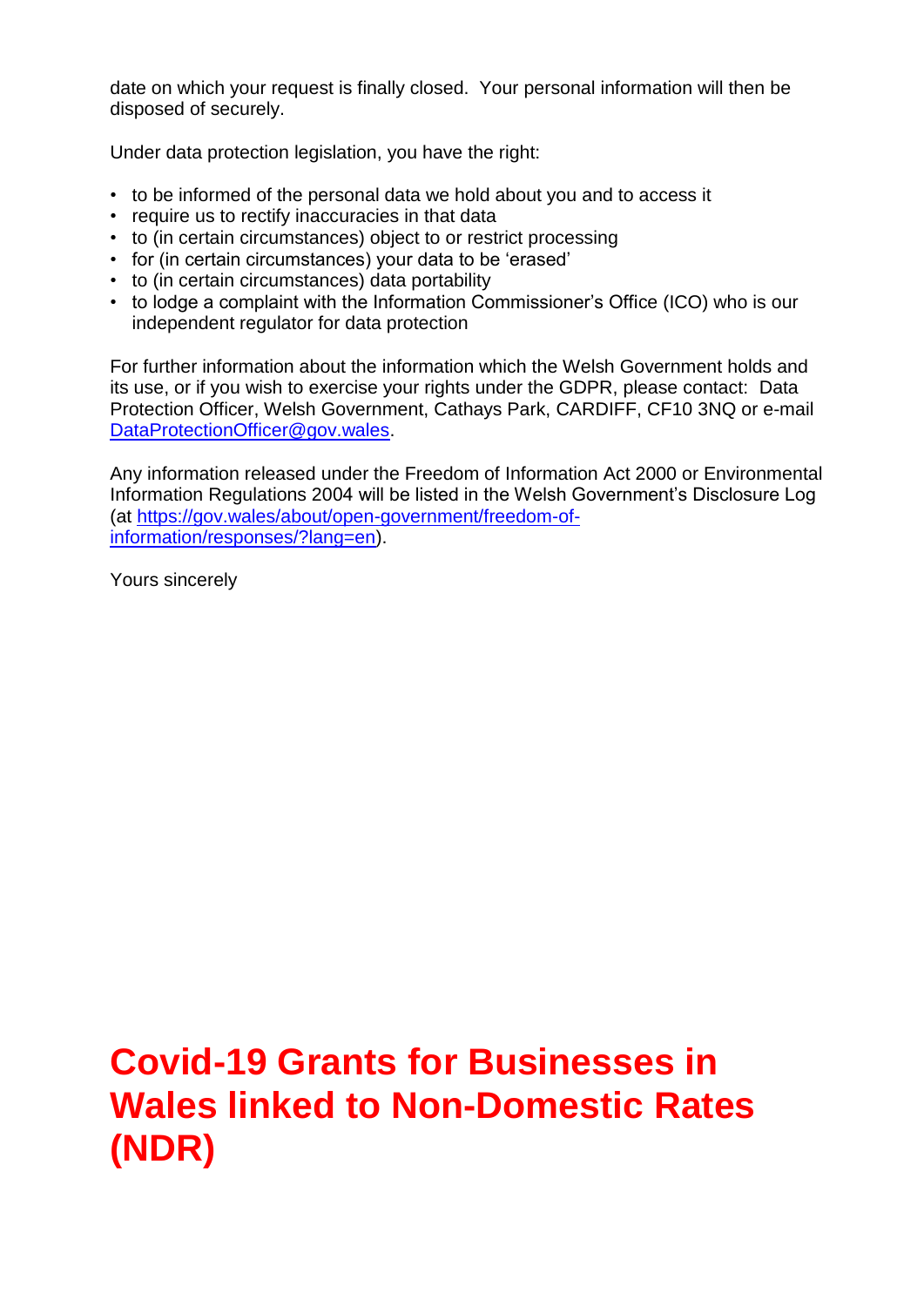date on which your request is finally closed. Your personal information will then be disposed of securely.

Under data protection legislation, you have the right:

- to be informed of the personal data we hold about you and to access it
- require us to rectify inaccuracies in that data
- to (in certain circumstances) object to or restrict processing
- for (in certain circumstances) your data to be 'erased'
- to (in certain circumstances) data portability
- to lodge a complaint with the Information Commissioner's Office (ICO) who is our independent regulator for data protection

For further information about the information which the Welsh Government holds and its use, or if you wish to exercise your rights under the GDPR, please contact: Data Protection Officer, Welsh Government, Cathays Park, CARDIFF, CF10 3NQ or e-mail [DataProtectionOfficer@gov.wales](mailto:DataProtectionOfficer@gov.wales).

Any information released under the Freedom of Information Act 2000 or Environmental Information Regulations 2004 will be listed in the Welsh Government's Disclosure Log (at [https://gov.wales/about/open-government/freedom-of-information/responses/?lang=en](https://gov.wales/about/open-government/freedom-of-information/responses/?lang=en)).

Yours sincerely

# Covid-19 Grants for Businesses in Wales linked to Non-Domestic Rates (NDR)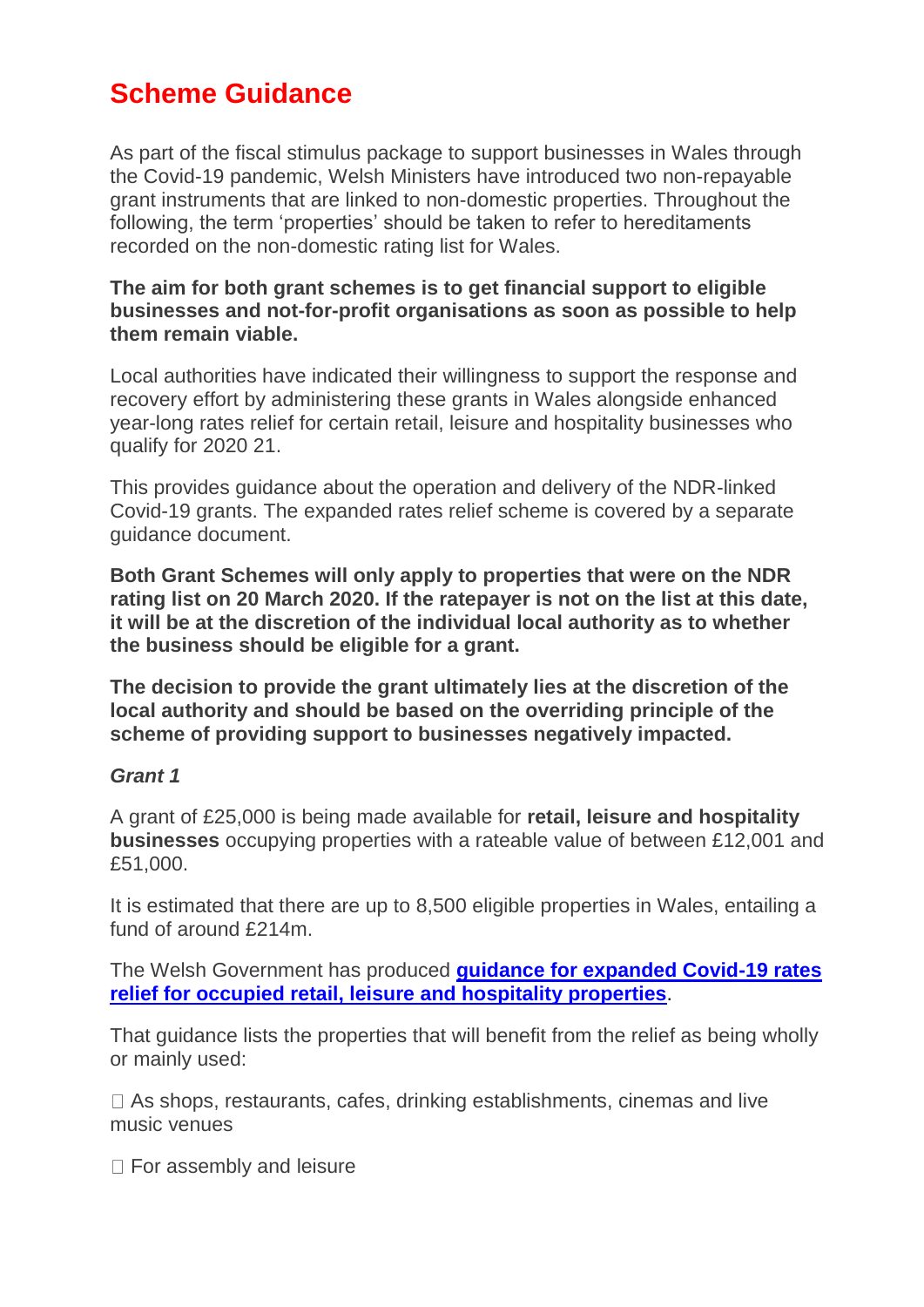# Scheme Guidance

As part of the fiscal stimulus package to support businesses in Wales through the Covid-19 pandemic, Welsh Ministers have introduced two non-repayable grant instruments that are linked to non-domestic properties. Throughout the following, the term 'properties' should be taken to refer to hereditaments recorded on the non-domestic rating list for Wales.

**The aim for both grant schemes is to get financial support to eligible businesses and not-for-profit organisations as soon as possible to help them remain viable.**

Local authorities have indicated their willingness to support the response and recovery effort by administering these grants in Wales alongside enhanced year-long rates relief for certain retail, leisure and hospitality businesses who qualify for 2020 21.

This provides guidance about the operation and delivery of the NDR-linked Covid-19 grants. The expanded rates relief scheme is covered by a separate guidance document.

**Both Grant Schemes will only apply to properties that were on the NDR rating list on 20 March 2020. If the ratepayer is not on the list at this date, it will be at the discretion of the individual local authority as to whether the business should be eligible for a grant.**

**The decision to provide the grant ultimately lies at the discretion of the local authority and should be based on the overriding principle of the scheme of providing support to businesses negatively impacted.**

***Grant 1***

A grant of £25,000 is being made available for **retail, leisure and hospitality businesses** occupying properties with a rateable value of between £12,001 and £51,000.

It is estimated that there are up to 8,500 eligible properties in Wales, entailing a fund of around £214m.

The Welsh Government has produced **guidance for expanded Covid-19 rates relief for occupied retail, leisure and hospitality properties**.

That guidance lists the properties that will benefit from the relief as being wholly or mainly used:

- As shops, restaurants, cafes, drinking establishments, cinemas and live music venues
- For assembly and leisure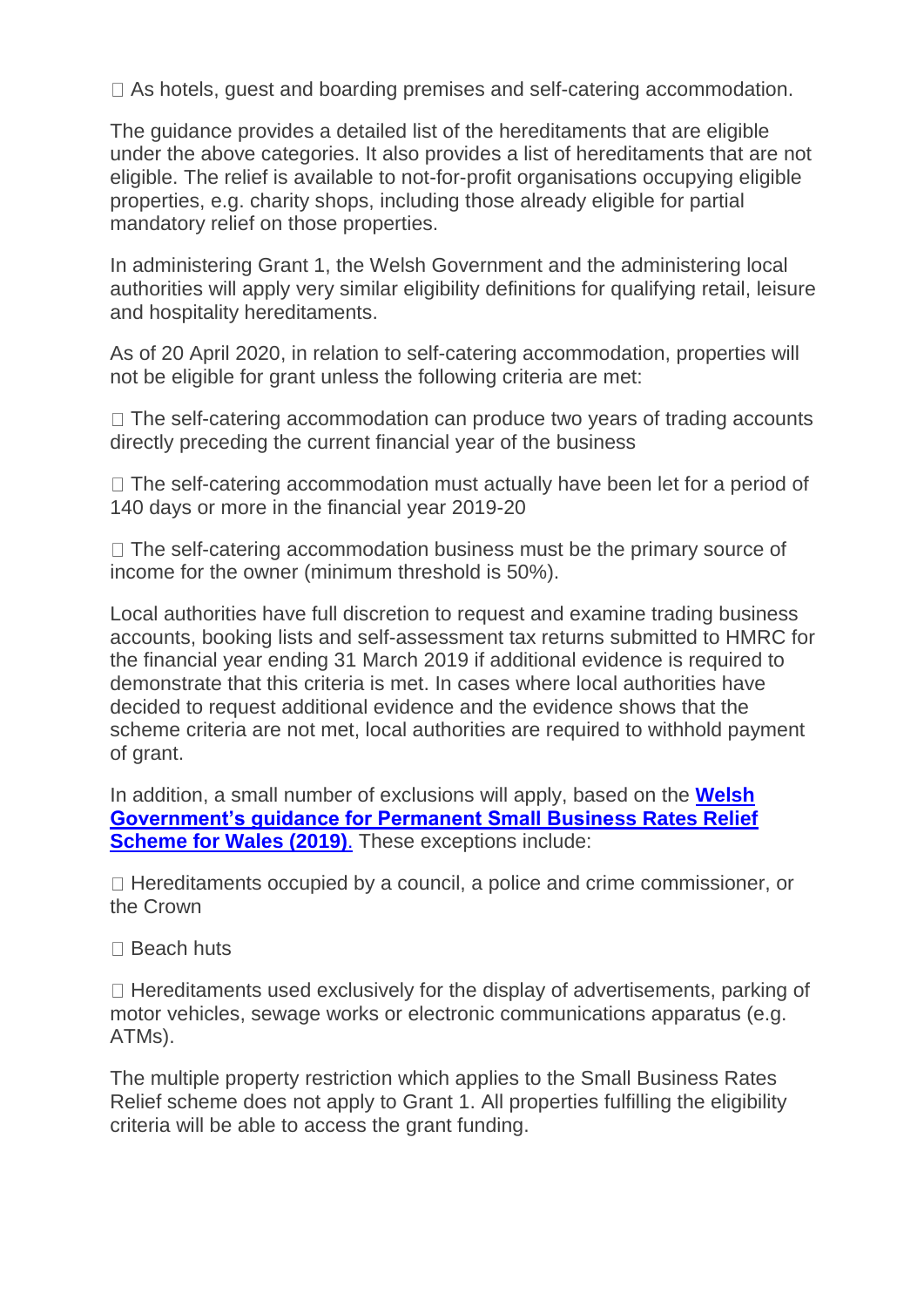- As hotels, guest and boarding premises and self-catering accommodation.

The guidance provides a detailed list of the hereditaments that are eligible under the above categories. It also provides a list of hereditaments that are not eligible. The relief is available to not-for-profit organisations occupying eligible properties, e.g. charity shops, including those already eligible for partial mandatory relief on those properties.

In administering Grant 1, the Welsh Government and the administering local authorities will apply very similar eligibility definitions for qualifying retail, leisure and hospitality hereditaments.

As of 20 April 2020, in relation to self-catering accommodation, properties will not be eligible for grant unless the following criteria are met:

- The self-catering accommodation can produce two years of trading accounts directly preceding the current financial year of the business

- The self-catering accommodation must actually have been let for a period of 140 days or more in the financial year 2019-20

- The self-catering accommodation business must be the primary source of income for the owner (minimum threshold is 50%).

Local authorities have full discretion to request and examine trading business accounts, booking lists and self-assessment tax returns submitted to HMRC for the financial year ending 31 March 2019 if additional evidence is required to demonstrate that this criteria is met. In cases where local authorities have decided to request additional evidence and the evidence shows that the scheme criteria are not met, local authorities are required to withhold payment of grant.

In addition, a small number of exclusions will apply, based on the **Welsh Government's guidance for Permanent Small Business Rates Relief Scheme for Wales (2019)**. These exceptions include:

- Hereditaments occupied by a council, a police and crime commissioner, or the Crown

- Beach huts

- Hereditaments used exclusively for the display of advertisements, parking of motor vehicles, sewage works or electronic communications apparatus (e.g. ATMs).

The multiple property restriction which applies to the Small Business Rates Relief scheme does not apply to Grant 1. All properties fulfilling the eligibility criteria will be able to access the grant funding.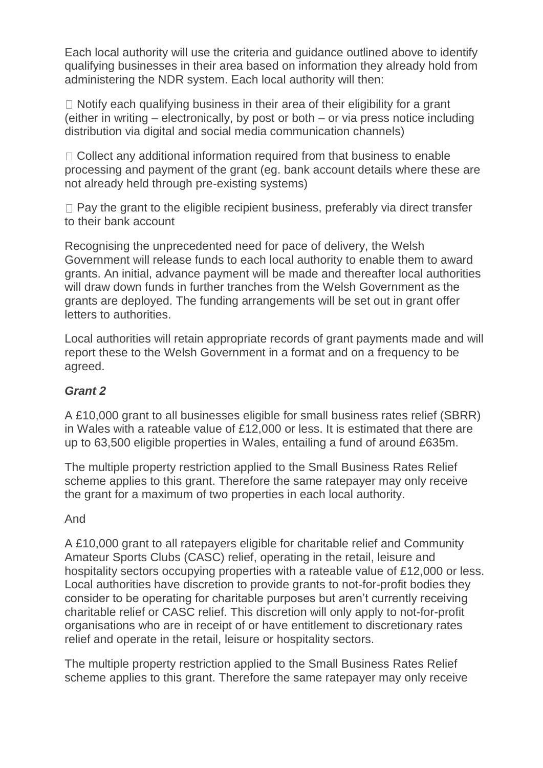Each local authority will use the criteria and guidance outlined above to identify qualifying businesses in their area based on information they already hold from administering the NDR system. Each local authority will then:

- Notify each qualifying business in their area of their eligibility for a grant (either in writing – electronically, by post or both – or via press notice including distribution via digital and social media communication channels)
- Collect any additional information required from that business to enable processing and payment of the grant (eg. bank account details where these are not already held through pre-existing systems)
- Pay the grant to the eligible recipient business, preferably via direct transfer to their bank account

Recognising the unprecedented need for pace of delivery, the Welsh Government will release funds to each local authority to enable them to award grants. An initial, advance payment will be made and thereafter local authorities will draw down funds in further tranches from the Welsh Government as the grants are deployed. The funding arrangements will be set out in grant offer letters to authorities.

Local authorities will retain appropriate records of grant payments made and will report these to the Welsh Government in a format and on a frequency to be agreed.

***Grant 2***

A £10,000 grant to all businesses eligible for small business rates relief (SBRR) in Wales with a rateable value of £12,000 or less. It is estimated that there are up to 63,500 eligible properties in Wales, entailing a fund of around £635m.

The multiple property restriction applied to the Small Business Rates Relief scheme applies to this grant. Therefore the same ratepayer may only receive the grant for a maximum of two properties in each local authority.

And

A £10,000 grant to all ratepayers eligible for charitable relief and Community Amateur Sports Clubs (CASC) relief, operating in the retail, leisure and hospitality sectors occupying properties with a rateable value of £12,000 or less. Local authorities have discretion to provide grants to not-for-profit bodies they consider to be operating for charitable purposes but aren't currently receiving charitable relief or CASC relief. This discretion will only apply to not-for-profit organisations who are in receipt of or have entitlement to discretionary rates relief and operate in the retail, leisure or hospitality sectors.

The multiple property restriction applied to the Small Business Rates Relief scheme applies to this grant. Therefore the same ratepayer may only receive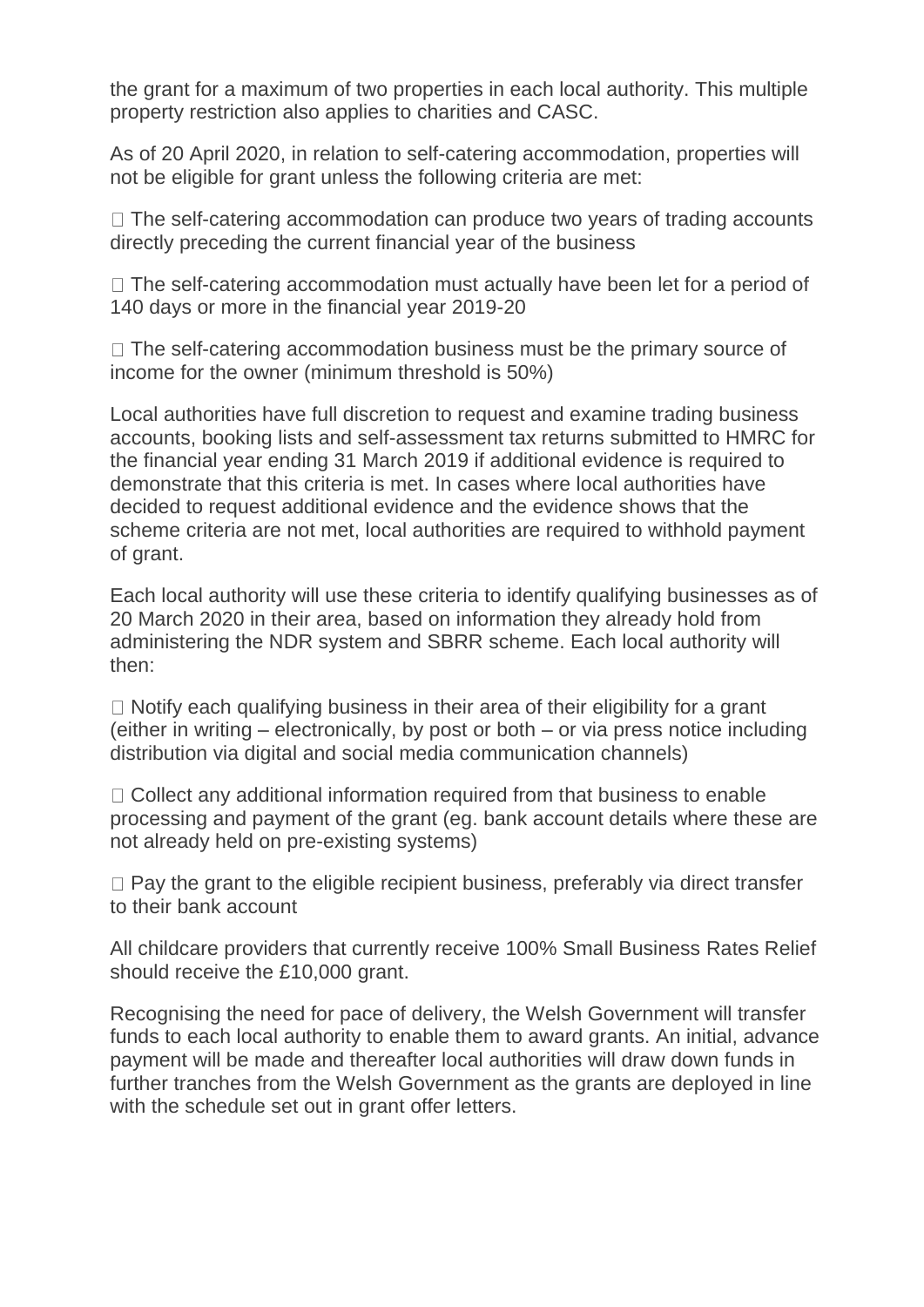the grant for a maximum of two properties in each local authority. This multiple property restriction also applies to charities and CASC.

As of 20 April 2020, in relation to self-catering accommodation, properties will not be eligible for grant unless the following criteria are met:

- The self-catering accommodation can produce two years of trading accounts directly preceding the current financial year of the business
- The self-catering accommodation must actually have been let for a period of 140 days or more in the financial year 2019-20
- The self-catering accommodation business must be the primary source of income for the owner (minimum threshold is 50%)

Local authorities have full discretion to request and examine trading business accounts, booking lists and self-assessment tax returns submitted to HMRC for the financial year ending 31 March 2019 if additional evidence is required to demonstrate that this criteria is met. In cases where local authorities have decided to request additional evidence and the evidence shows that the scheme criteria are not met, local authorities are required to withhold payment of grant.

Each local authority will use these criteria to identify qualifying businesses as of 20 March 2020 in their area, based on information they already hold from administering the NDR system and SBRR scheme. Each local authority will then:

- Notify each qualifying business in their area of their eligibility for a grant (either in writing – electronically, by post or both – or via press notice including distribution via digital and social media communication channels)
- Collect any additional information required from that business to enable processing and payment of the grant (eg. bank account details where these are not already held on pre-existing systems)
- Pay the grant to the eligible recipient business, preferably via direct transfer to their bank account

All childcare providers that currently receive 100% Small Business Rates Relief should receive the £10,000 grant.

Recognising the need for pace of delivery, the Welsh Government will transfer funds to each local authority to enable them to award grants. An initial, advance payment will be made and thereafter local authorities will draw down funds in further tranches from the Welsh Government as the grants are deployed in line with the schedule set out in grant offer letters.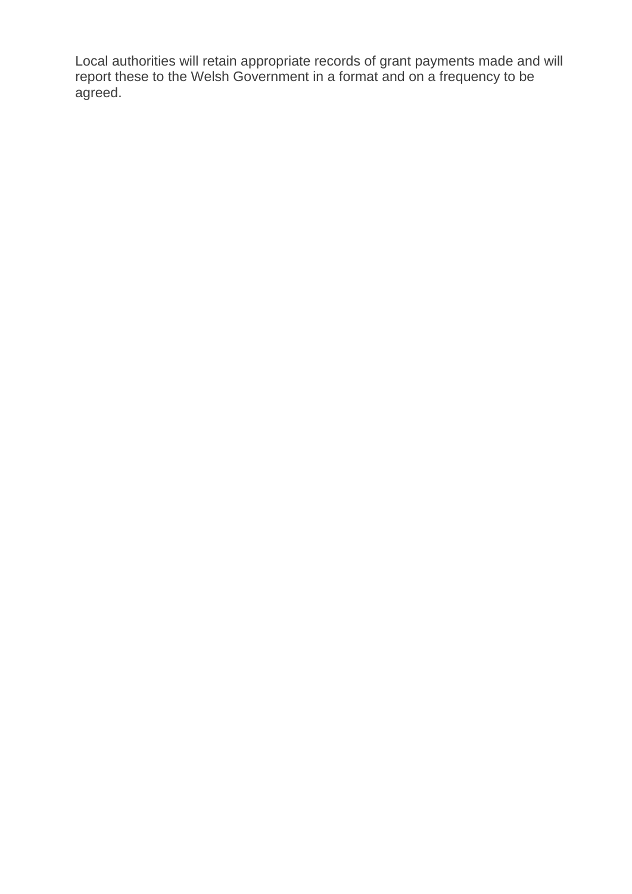Local authorities will retain appropriate records of grant payments made and will report these to the Welsh Government in a format and on a frequency to be agreed.